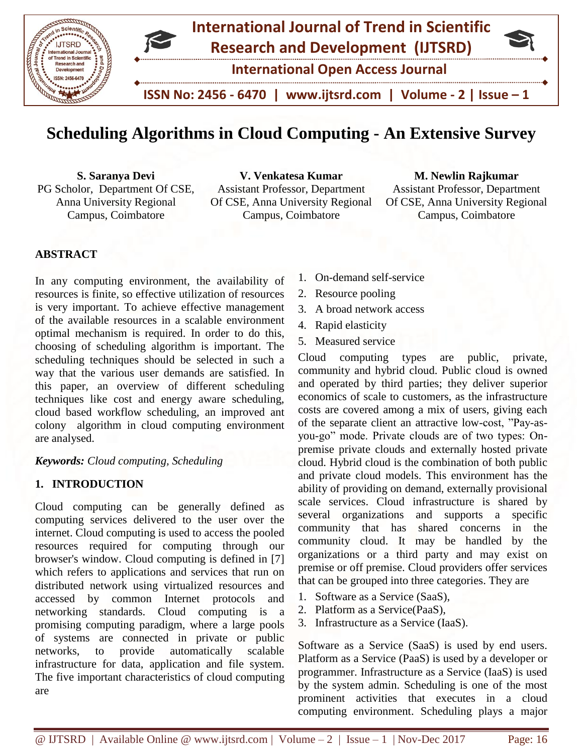# Scheduling Algorithms in Cloud Computing - An Extensive Survey

**S. Saranya Devi**
PG Scholor, Department Of CSE, Anna University Regional Campus, Coimbatore

**V. Venkatesa Kumar**
Assistant Professor, Department Of CSE, Anna University Regional Campus, Coimbatore

**M. Newlin Rajkumar**
Assistant Professor, Department Of CSE, Anna University Regional Campus, Coimbatore

## ABSTRACT

In any computing environment, the availability of resources is finite, so effective utilization of resources is very important. To achieve effective management of the available resources in a scalable environment optimal mechanism is required. In order to do this, choosing of scheduling algorithm is important. The scheduling techniques should be selected in such a way that the various user demands are satisfied. In this paper, an overview of different scheduling techniques like cost and energy aware scheduling, cloud based workflow scheduling, an improved ant colony algorithm in cloud computing environment are analysed.

***Keywords:*** *Cloud computing, Scheduling*

## 1. INTRODUCTION

Cloud computing can be generally defined as computing services delivered to the user over the internet. Cloud computing is used to access the pooled resources required for computing through our browser's window. Cloud computing is defined in [7] which refers to applications and services that run on distributed network using virtualized resources and accessed by common Internet protocols and networking standards. Cloud computing is a promising computing paradigm, where a large pools of systems are connected in private or public networks, to provide automatically scalable infrastructure for data, application and file system. The five important characteristics of cloud computing are

1. On-demand self-service
2. Resource pooling
3. A broad network access
4. Rapid elasticity
5. Measured service

Cloud computing types are public, private, community and hybrid cloud. Public cloud is owned and operated by third parties; they deliver superior economics of scale to customers, as the infrastructure costs are covered among a mix of users, giving each of the separate client an attractive low-cost, "Pay-as-you-go" mode. Private clouds are of two types: On-premise private clouds and externally hosted private cloud. Hybrid cloud is the combination of both public and private cloud models. This environment has the ability of providing on demand, externally provisional scale services. Cloud infrastructure is shared by several organizations and supports a specific community that has shared concerns in the community cloud. It may be handled by the organizations or a third party and may exist on premise or off premise. Cloud providers offer services that can be grouped into three categories. They are

1. Software as a Service (SaaS),
2. Platform as a Service(PaaS),
3. Infrastructure as a Service (IaaS).

Software as a Service (SaaS) is used by end users. Platform as a Service (PaaS) is used by a developer or programmer. Infrastructure as a Service (IaaS) is used by the system admin. Scheduling is one of the most prominent activities that executes in a cloud computing environment. Scheduling plays a major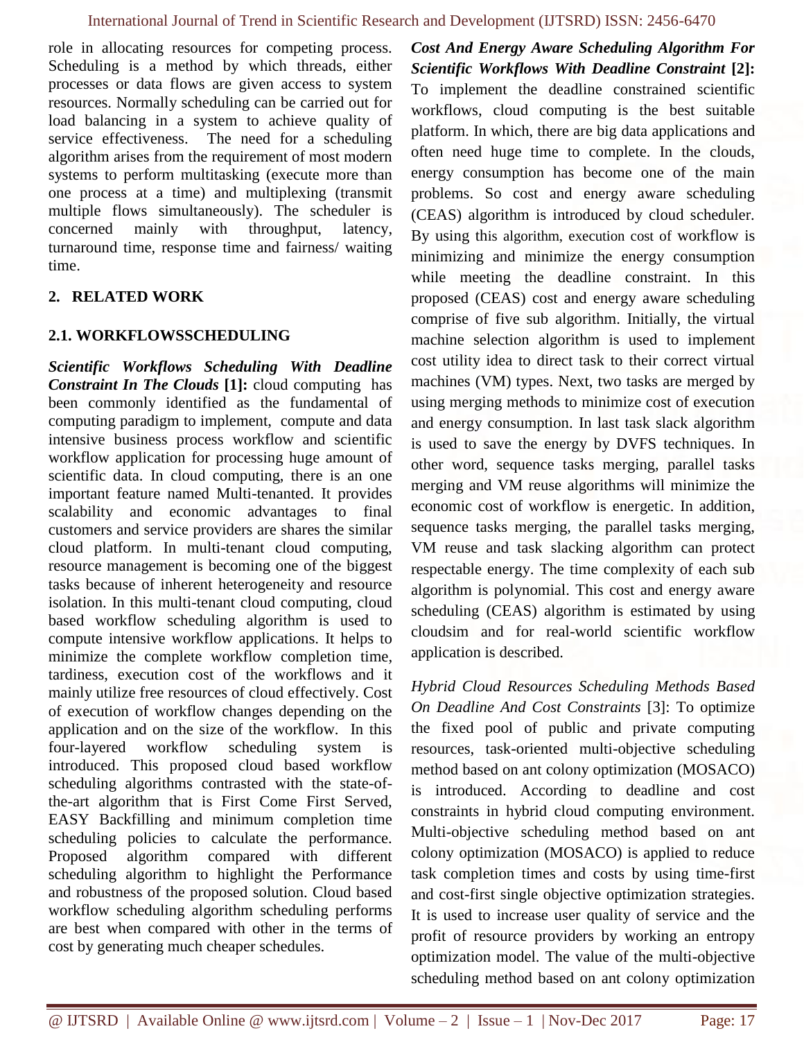role in allocating resources for competing process. Scheduling is a method by which threads, either processes or data flows are given access to system resources. Normally scheduling can be carried out for load balancing in a system to achieve quality of service effectiveness. The need for a scheduling algorithm arises from the requirement of most modern systems to perform multitasking (execute more than one process at a time) and multiplexing (transmit multiple flows simultaneously). The scheduler is concerned mainly with throughput, latency, turnaround time, response time and fairness/ waiting time.

## 2. RELATED WORK

### 2.1. WORKFLOWSSCHEDULING

***Scientific Workflows Scheduling With Deadline Constraint In The Clouds*** **[1]:** cloud computing has been commonly identified as the fundamental of computing paradigm to implement, compute and data intensive business process workflow and scientific workflow application for processing huge amount of scientific data. In cloud computing, there is an one important feature named Multi-tenanted. It provides scalability and economic advantages to final customers and service providers are shares the similar cloud platform. In multi-tenant cloud computing, resource management is becoming one of the biggest tasks because of inherent heterogeneity and resource isolation. In this multi-tenant cloud computing, cloud based workflow scheduling algorithm is used to compute intensive workflow applications. It helps to minimize the complete workflow completion time, tardiness, execution cost of the workflows and it mainly utilize free resources of cloud effectively. Cost of execution of workflow changes depending on the application and on the size of the workflow. In this four-layered workflow scheduling system is introduced. This proposed cloud based workflow scheduling algorithms contrasted with the state-of-the-art algorithm that is First Come First Served, EASY Backfilling and minimum completion time scheduling policies to calculate the performance. Proposed algorithm compared with different scheduling algorithm to highlight the Performance and robustness of the proposed solution. Cloud based workflow scheduling algorithm scheduling performs are best when compared with other in the terms of cost by generating much cheaper schedules.

***Cost And Energy Aware Scheduling Algorithm For Scientific Workflows With Deadline Constraint*** **[2]:** To implement the deadline constrained scientific workflows, cloud computing is the best suitable platform. In which, there are big data applications and often need huge time to complete. In the clouds, energy consumption has become one of the main problems. So cost and energy aware scheduling (CEAS) algorithm is introduced by cloud scheduler. By using this algorithm, execution cost of workflow is minimizing and minimize the energy consumption while meeting the deadline constraint. In this proposed (CEAS) cost and energy aware scheduling comprise of five sub algorithm. Initially, the virtual machine selection algorithm is used to implement cost utility idea to direct task to their correct virtual machines (VM) types. Next, two tasks are merged by using merging methods to minimize cost of execution and energy consumption. In last task slack algorithm is used to save the energy by DVFS techniques. In other word, sequence tasks merging, parallel tasks merging and VM reuse algorithms will minimize the economic cost of workflow is energetic. In addition, sequence tasks merging, the parallel tasks merging, VM reuse and task slacking algorithm can protect respectable energy. The time complexity of each sub algorithm is polynomial. This cost and energy aware scheduling (CEAS) algorithm is estimated by using cloudsim and for real-world scientific workflow application is described.

*Hybrid Cloud Resources Scheduling Methods Based On Deadline And Cost Constraints* [3]: To optimize the fixed pool of public and private computing resources, task-oriented multi-objective scheduling method based on ant colony optimization (MOSACO) is introduced. According to deadline and cost constraints in hybrid cloud computing environment. Multi-objective scheduling method based on ant colony optimization (MOSACO) is applied to reduce task completion times and costs by using time-first and cost-first single objective optimization strategies. It is used to increase user quality of service and the profit of resource providers by working an entropy optimization model. The value of the multi-objective scheduling method based on ant colony optimization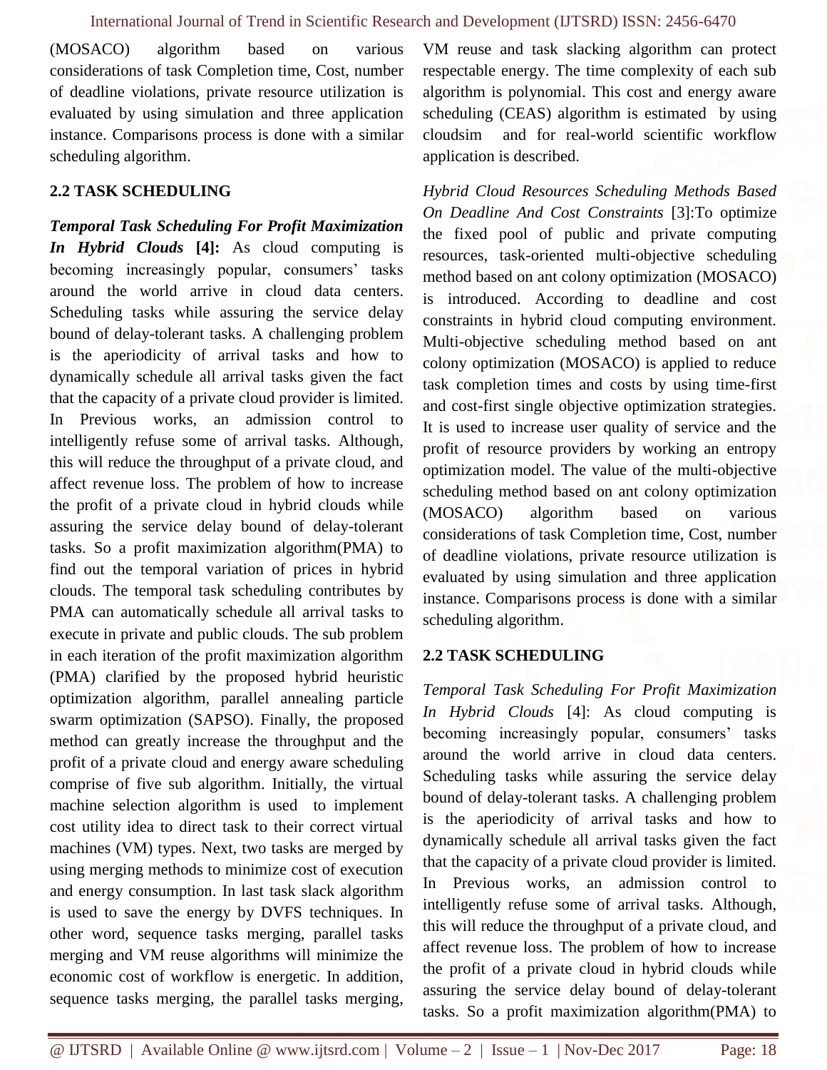(MOSACO) algorithm based on various considerations of task Completion time, Cost, number of deadline violations, private resource utilization is evaluated by using simulation and three application instance. Comparisons process is done with a similar scheduling algorithm.

## 2.2 TASK SCHEDULING

***Temporal Task Scheduling For Profit Maximization In Hybrid Clouds* [4]:** As cloud computing is becoming increasingly popular, consumers' tasks around the world arrive in cloud data centers. Scheduling tasks while assuring the service delay bound of delay-tolerant tasks. A challenging problem is the aperiodicity of arrival tasks and how to dynamically schedule all arrival tasks given the fact that the capacity of a private cloud provider is limited. In Previous works, an admission control to intelligently refuse some of arrival tasks. Although, this will reduce the throughput of a private cloud, and affect revenue loss. The problem of how to increase the profit of a private cloud in hybrid clouds while assuring the service delay bound of delay-tolerant tasks. So a profit maximization algorithm(PMA) to find out the temporal variation of prices in hybrid clouds. The temporal task scheduling contributes by PMA can automatically schedule all arrival tasks to execute in private and public clouds. The sub problem in each iteration of the profit maximization algorithm (PMA) clarified by the proposed hybrid heuristic optimization algorithm, parallel annealing particle swarm optimization (SAPSO). Finally, the proposed method can greatly increase the throughput and the profit of a private cloud and energy aware scheduling comprise of five sub algorithm. Initially, the virtual machine selection algorithm is used to implement cost utility idea to direct task to their correct virtual machines (VM) types. Next, two tasks are merged by using merging methods to minimize cost of execution and energy consumption. In last task slack algorithm is used to save the energy by DVFS techniques. In other word, sequence tasks merging, parallel tasks merging and VM reuse algorithms will minimize the economic cost of workflow is energetic. In addition, sequence tasks merging, the parallel tasks merging, VM reuse and task slacking algorithm can protect respectable energy. The time complexity of each sub algorithm is polynomial. This cost and energy aware scheduling (CEAS) algorithm is estimated by using cloudsim and for real-world scientific workflow application is described.

*Hybrid Cloud Resources Scheduling Methods Based On Deadline And Cost Constraints* [3]:To optimize the fixed pool of public and private computing resources, task-oriented multi-objective scheduling method based on ant colony optimization (MOSACO) is introduced. According to deadline and cost constraints in hybrid cloud computing environment. Multi-objective scheduling method based on ant colony optimization (MOSACO) is applied to reduce task completion times and costs by using time-first and cost-first single objective optimization strategies. It is used to increase user quality of service and the profit of resource providers by working an entropy optimization model. The value of the multi-objective scheduling method based on ant colony optimization (MOSACO) algorithm based on various considerations of task Completion time, Cost, number of deadline violations, private resource utilization is evaluated by using simulation and three application instance. Comparisons process is done with a similar scheduling algorithm.

## 2.2 TASK SCHEDULING

*Temporal Task Scheduling For Profit Maximization In Hybrid Clouds* [4]: As cloud computing is becoming increasingly popular, consumers' tasks around the world arrive in cloud data centers. Scheduling tasks while assuring the service delay bound of delay-tolerant tasks. A challenging problem is the aperiodicity of arrival tasks and how to dynamically schedule all arrival tasks given the fact that the capacity of a private cloud provider is limited. In Previous works, an admission control to intelligently refuse some of arrival tasks. Although, this will reduce the throughput of a private cloud, and affect revenue loss. The problem of how to increase the profit of a private cloud in hybrid clouds while assuring the service delay bound of delay-tolerant tasks. So a profit maximization algorithm(PMA) to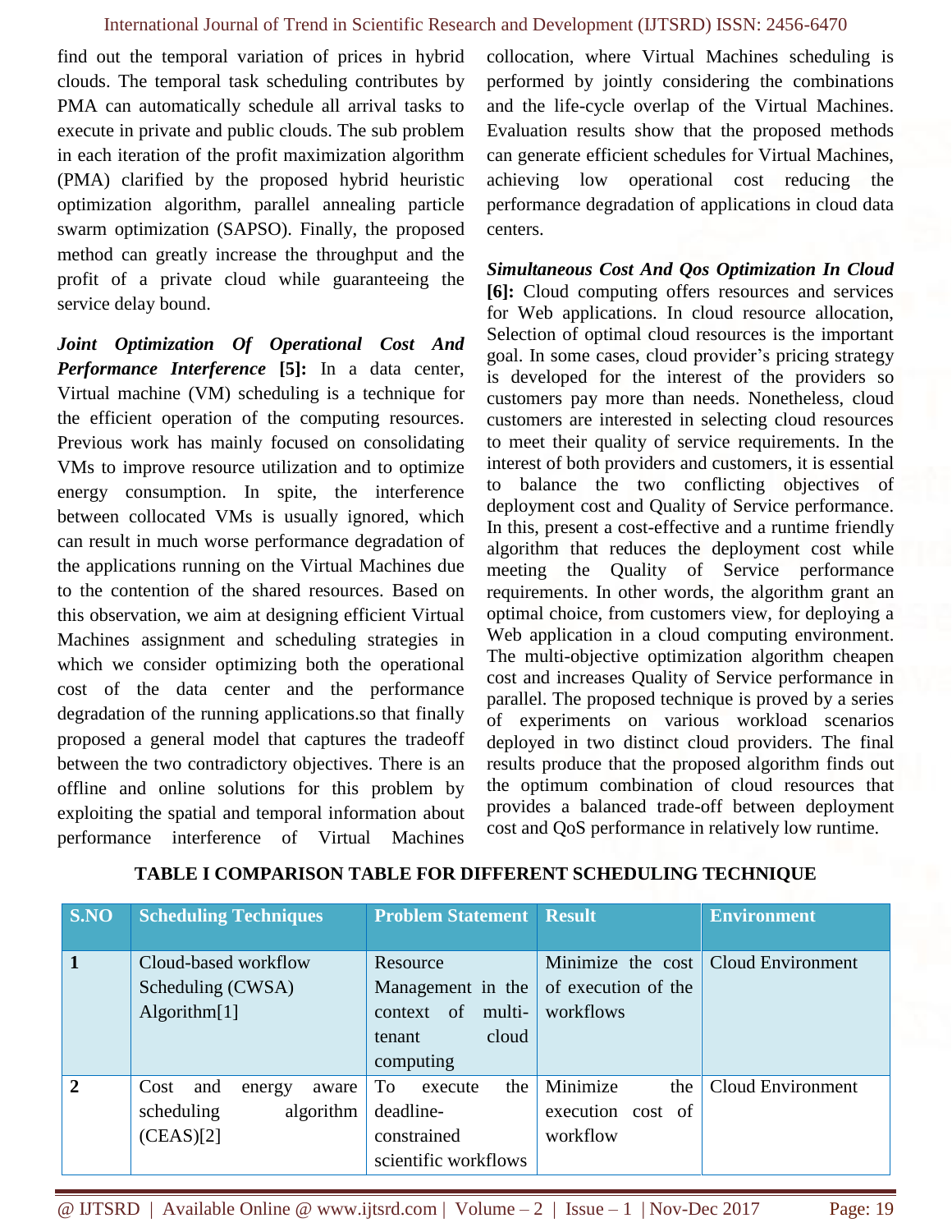find out the temporal variation of prices in hybrid clouds. The temporal task scheduling contributes by PMA can automatically schedule all arrival tasks to execute in private and public clouds. The sub problem in each iteration of the profit maximization algorithm (PMA) clarified by the proposed hybrid heuristic optimization algorithm, parallel annealing particle swarm optimization (SAPSO). Finally, the proposed method can greatly increase the throughput and the profit of a private cloud while guaranteeing the service delay bound.

***Joint Optimization Of Operational Cost And Performance Interference* [5]:** In a data center, Virtual machine (VM) scheduling is a technique for the efficient operation of the computing resources. Previous work has mainly focused on consolidating VMs to improve resource utilization and to optimize energy consumption. In spite, the interference between collocated VMs is usually ignored, which can result in much worse performance degradation of the applications running on the Virtual Machines due to the contention of the shared resources. Based on this observation, we aim at designing efficient Virtual Machines assignment and scheduling strategies in which we consider optimizing both the operational cost of the data center and the performance degradation of the running applications.so that finally proposed a general model that captures the tradeoff between the two contradictory objectives. There is an offline and online solutions for this problem by exploiting the spatial and temporal information about performance interference of Virtual Machines collocation, where Virtual Machines scheduling is performed by jointly considering the combinations and the life-cycle overlap of the Virtual Machines. Evaluation results show that the proposed methods can generate efficient schedules for Virtual Machines, achieving low operational cost reducing the performance degradation of applications in cloud data centers.

***Simultaneous Cost And Qos Optimization In Cloud* [6]:** Cloud computing offers resources and services for Web applications. In cloud resource allocation, Selection of optimal cloud resources is the important goal. In some cases, cloud provider's pricing strategy is developed for the interest of the providers so customers pay more than needs. Nonetheless, cloud customers are interested in selecting cloud resources to meet their quality of service requirements. In the interest of both providers and customers, it is essential to balance the two conflicting objectives of deployment cost and Quality of Service performance. In this, present a cost-effective and a runtime friendly algorithm that reduces the deployment cost while meeting the Quality of Service performance requirements. In other words, the algorithm grant an optimal choice, from customers view, for deploying a Web application in a cloud computing environment. The multi-objective optimization algorithm cheapen cost and increases Quality of Service performance in parallel. The proposed technique is proved by a series of experiments on various workload scenarios deployed in two distinct cloud providers. The final results produce that the proposed algorithm finds out the optimum combination of cloud resources that provides a balanced trade-off between deployment cost and QoS performance in relatively low runtime.

**TABLE I COMPARISON TABLE FOR DIFFERENT SCHEDULING TECHNIQUE**

| S.NO | Scheduling Techniques | Problem Statement | Result | Environment |
|---|---|---|---|---|
| 1 | Cloud-based workflow Scheduling (CWSA) Algorithm[1] | Resource Management in the context of multi-tenant cloud computing | Minimize the cost of execution of the workflows | Cloud Environment |
| 2 | Cost and energy aware scheduling algorithm (CEAS)[2] | To execute the deadline-constrained scientific workflows | Minimize the execution cost of workflow | Cloud Environment |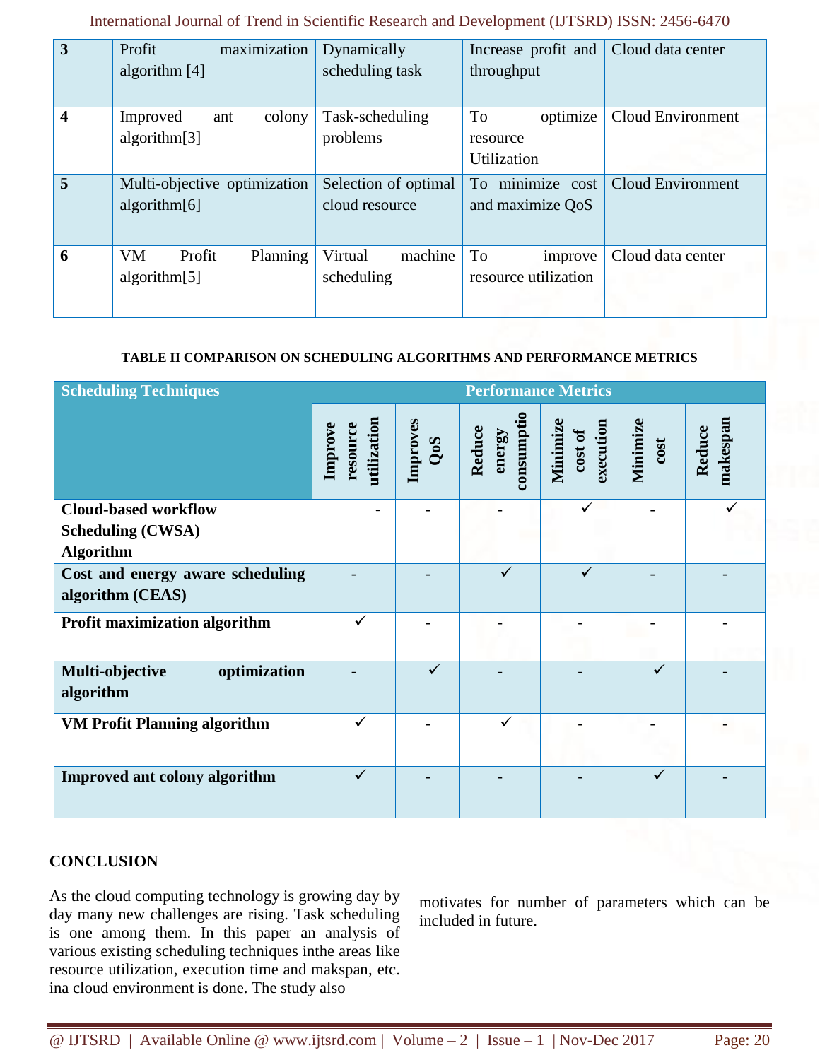| 3 | Profit maximization algorithm [4] | Dynamically scheduling task | Increase profit and throughput | Cloud data center |
|---|---|---|---|---|
| 4 | Improved ant colony algorithm[3] | Task-scheduling problems | To optimize resource Utilization | Cloud Environment |
| 5 | Multi-objective optimization algorithm[6] | Selection of optimal cloud resource | To minimize cost and maximize QoS | Cloud Environment |
| 6 | VM Profit Planning algorithm[5] | Virtual machine scheduling | To improve resource utilization | Cloud data center |

**TABLE II COMPARISON ON SCHEDULING ALGORITHMS AND PERFORMANCE METRICS**

| Scheduling Techniques | Performance Metrics | | | | | |
|---|---|---|---|---|---|---|
| | Improve resource utilization | Improves QoS | Reduce energy consumptio | Minimize cost of execution | Minimize cost | Reduce makespan |
| **Cloud-based workflow Scheduling (CWSA) Algorithm** | - | - | - | ✓ | - | ✓ |
| **Cost and energy aware scheduling algorithm (CEAS)** | - | - | ✓ | ✓ | - | - |
| **Profit maximization algorithm** | ✓ | - | - | - | - | - |
| **Multi-objective optimization algorithm** | - | ✓ | - | - | ✓ | - |
| **VM Profit Planning algorithm** | ✓ | - | ✓ | - | - | - |
| **Improved ant colony algorithm** | ✓ | - | - | - | ✓ | - |

## CONCLUSION

As the cloud computing technology is growing day by day many new challenges are rising. Task scheduling is one among them. In this paper an analysis of various existing scheduling techniques inthe areas like resource utilization, execution time and makspan, etc. ina cloud environment is done. The study also motivates for number of parameters which can be included in future.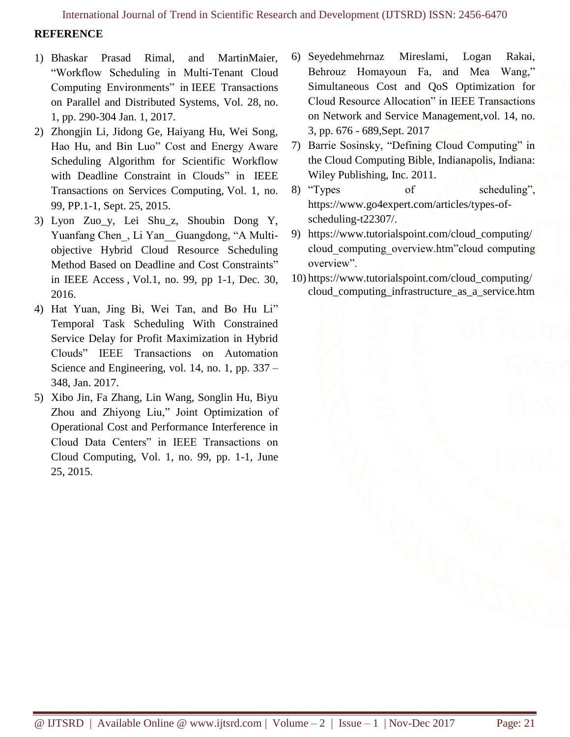**REFERENCE**

1) Bhaskar Prasad Rimal, and MartinMaier, "Workflow Scheduling in Multi-Tenant Cloud Computing Environments" in IEEE Transactions on Parallel and Distributed Systems, Vol. 28, no. 1, pp. 290-304 Jan. 1, 2017.
2) Zhongjin Li, Jidong Ge, Haiyang Hu, Wei Song, Hao Hu, and Bin Luo" Cost and Energy Aware Scheduling Algorithm for Scientific Workflow with Deadline Constraint in Clouds" in IEEE Transactions on Services Computing, Vol. 1, no. 99, PP.1-1, Sept. 25, 2015.
3) Lyon Zuo_y, Lei Shu_z, Shoubin Dong Y, Yuanfang Chen_, Li Yan__Guangdong, "A Multi-objective Hybrid Cloud Resource Scheduling Method Based on Deadline and Cost Constraints" in IEEE Access , Vol.1, no. 99, pp 1-1, Dec. 30, 2016.
4) Hat Yuan, Jing Bi, Wei Tan, and Bo Hu Li" Temporal Task Scheduling With Constrained Service Delay for Profit Maximization in Hybrid Clouds" IEEE Transactions on Automation Science and Engineering, vol. 14, no. 1, pp. 337 – 348, Jan. 2017.
5) Xibo Jin, Fa Zhang, Lin Wang, Songlin Hu, Biyu Zhou and Zhiyong Liu," Joint Optimization of Operational Cost and Performance Interference in Cloud Data Centers" in IEEE Transactions on Cloud Computing, Vol. 1, no. 99, pp. 1-1, June 25, 2015.
6) Seyedehmehrnaz Mireslami, Logan Rakai, Behrouz Homayoun Fa, and Mea Wang," Simultaneous Cost and QoS Optimization for Cloud Resource Allocation" in IEEE Transactions on Network and Service Management,vol. 14, no. 3, pp. 676 - 689,Sept. 2017
7) Barrie Sosinsky, "Defining Cloud Computing" in the Cloud Computing Bible, Indianapolis, Indiana: Wiley Publishing, Inc. 2011.
8) "Types of scheduling", https://www.go4expert.com/articles/types-of-scheduling-t22307/.
9) https://www.tutorialspoint.com/cloud_computing/cloud_computing_overview.htm"cloud computing overview".
10) https://www.tutorialspoint.com/cloud_computing/cloud_computing_infrastructure_as_a_service.htm